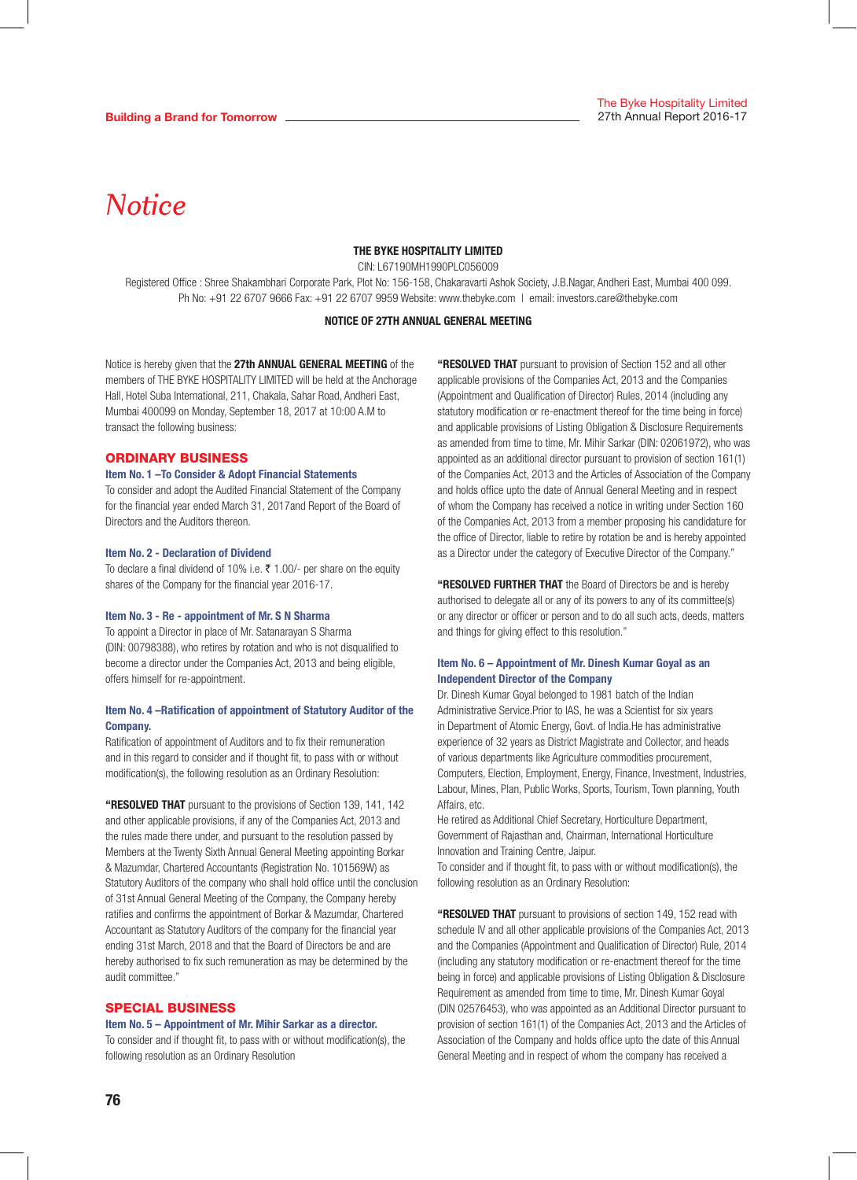# Notice

**THE BYKE HOSPITALITY LIMITED**

CIN: L67190MH1990PLC056009

Registered Office : Shree Shakambhari Corporate Park, Plot No: 156-158, Chakaravarti Ashok Society, J.B.Nagar, Andheri East, Mumbai 400 099.
Ph No: +91 22 6707 9666 Fax: +91 22 6707 9959 Website: www.thebyke.com | email: investors.care@thebyke.com

**NOTICE OF 27TH ANNUAL GENERAL MEETING**

Notice is hereby given that the **27th ANNUAL GENERAL MEETING** of the members of THE BYKE HOSPITALITY LIMITED will be held at the Anchorage Hall, Hotel Suba International, 211, Chakala, Sahar Road, Andheri East, Mumbai 400099 on Monday, September 18, 2017 at 10:00 A.M to transact the following business:

## ORDINARY BUSINESS

### Item No. 1 –To Consider & Adopt Financial Statements

To consider and adopt the Audited Financial Statement of the Company for the financial year ended March 31, 2017and Report of the Board of Directors and the Auditors thereon.

### Item No. 2 - Declaration of Dividend

To declare a final dividend of 10% i.e. ₹ 1.00/- per share on the equity shares of the Company for the financial year 2016-17.

### Item No. 3 - Re - appointment of Mr. S N Sharma

To appoint a Director in place of Mr. Satanarayan S Sharma (DIN: 00798388), who retires by rotation and who is not disqualified to become a director under the Companies Act, 2013 and being eligible, offers himself for re-appointment.

### Item No. 4 –Ratification of appointment of Statutory Auditor of the Company.

Ratification of appointment of Auditors and to fix their remuneration and in this regard to consider and if thought fit, to pass with or without modification(s), the following resolution as an Ordinary Resolution:

**"RESOLVED THAT** pursuant to the provisions of Section 139, 141, 142 and other applicable provisions, if any of the Companies Act, 2013 and the rules made there under, and pursuant to the resolution passed by Members at the Twenty Sixth Annual General Meeting appointing Borkar & Mazumdar, Chartered Accountants (Registration No. 101569W) as Statutory Auditors of the company who shall hold office until the conclusion of 31st Annual General Meeting of the Company, the Company hereby ratifies and confirms the appointment of Borkar & Mazumdar, Chartered Accountant as Statutory Auditors of the company for the financial year ending 31st March, 2018 and that the Board of Directors be and are hereby authorised to fix such remuneration as may be determined by the audit committee."

## SPECIAL BUSINESS

### Item No. 5 – Appointment of Mr. Mihir Sarkar as a director.

To consider and if thought fit, to pass with or without modification(s), the following resolution as an Ordinary Resolution

**"RESOLVED THAT** pursuant to provision of Section 152 and all other applicable provisions of the Companies Act, 2013 and the Companies (Appointment and Qualification of Director) Rules, 2014 (including any statutory modification or re-enactment thereof for the time being in force) and applicable provisions of Listing Obligation & Disclosure Requirements as amended from time to time, Mr. Mihir Sarkar (DIN: 02061972), who was appointed as an additional director pursuant to provision of section 161(1) of the Companies Act, 2013 and the Articles of Association of the Company and holds office upto the date of Annual General Meeting and in respect of whom the Company has received a notice in writing under Section 160 of the Companies Act, 2013 from a member proposing his candidature for the office of Director, liable to retire by rotation be and is hereby appointed as a Director under the category of Executive Director of the Company."

**"RESOLVED FURTHER THAT** the Board of Directors be and is hereby authorised to delegate all or any of its powers to any of its committee(s) or any director or officer or person and to do all such acts, deeds, matters and things for giving effect to this resolution."

### Item No. 6 – Appointment of Mr. Dinesh Kumar Goyal as an Independent Director of the Company

Dr. Dinesh Kumar Goyal belonged to 1981 batch of the Indian Administrative Service.Prior to IAS, he was a Scientist for six years in Department of Atomic Energy, Govt. of India.He has administrative experience of 32 years as District Magistrate and Collector, and heads of various departments like Agriculture commodities procurement, Computers, Election, Employment, Energy, Finance, Investment, Industries, Labour, Mines, Plan, Public Works, Sports, Tourism, Town planning, Youth Affairs, etc.

He retired as Additional Chief Secretary, Horticulture Department, Government of Rajasthan and, Chairman, International Horticulture Innovation and Training Centre, Jaipur.

To consider and if thought fit, to pass with or without modification(s), the following resolution as an Ordinary Resolution:

**"RESOLVED THAT** pursuant to provisions of section 149, 152 read with schedule IV and all other applicable provisions of the Companies Act, 2013 and the Companies (Appointment and Qualification of Director) Rule, 2014 (including any statutory modification or re-enactment thereof for the time being in force) and applicable provisions of Listing Obligation & Disclosure Requirement as amended from time to time, Mr. Dinesh Kumar Goyal (DIN 02576453), who was appointed as an Additional Director pursuant to provision of section 161(1) of the Companies Act, 2013 and the Articles of Association of the Company and holds office upto the date of this Annual General Meeting and in respect of whom the company has received a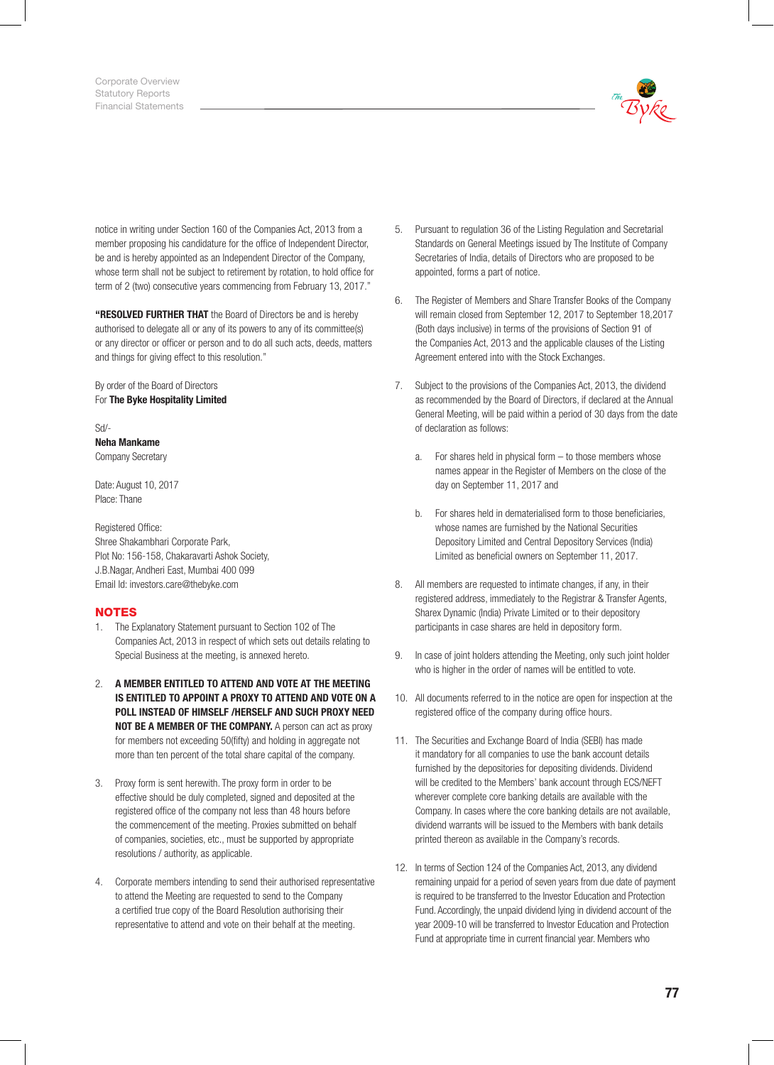notice in writing under Section 160 of the Companies Act, 2013 from a member proposing his candidature for the office of Independent Director, be and is hereby appointed as an Independent Director of the Company, whose term shall not be subject to retirement by rotation, to hold office for term of 2 (two) consecutive years commencing from February 13, 2017."

**"RESOLVED FURTHER THAT** the Board of Directors be and is hereby authorised to delegate all or any of its powers to any of its committee(s) or any director or officer or person and to do all such acts, deeds, matters and things for giving effect to this resolution."

By order of the Board of Directors
For **The Byke Hospitality Limited**

Sd/-
**Neha Mankame**
Company Secretary

Date: August 10, 2017
Place: Thane

Registered Office:
Shree Shakambhari Corporate Park,
Plot No: 156-158, Chakaravarti Ashok Society,
J.B.Nagar, Andheri East, Mumbai 400 099
Email Id: investors.care@thebyke.com

## NOTES

1. The Explanatory Statement pursuant to Section 102 of The Companies Act, 2013 in respect of which sets out details relating to Special Business at the meeting, is annexed hereto.

2. **A MEMBER ENTITLED TO ATTEND AND VOTE AT THE MEETING IS ENTITLED TO APPOINT A PROXY TO ATTEND AND VOTE ON A POLL INSTEAD OF HIMSELF /HERSELF AND SUCH PROXY NEED NOT BE A MEMBER OF THE COMPANY.** A person can act as proxy for members not exceeding 50(fifty) and holding in aggregate not more than ten percent of the total share capital of the company.

3. Proxy form is sent herewith. The proxy form in order to be effective should be duly completed, signed and deposited at the registered office of the company not less than 48 hours before the commencement of the meeting. Proxies submitted on behalf of companies, societies, etc., must be supported by appropriate resolutions / authority, as applicable.

4. Corporate members intending to send their authorised representative to attend the Meeting are requested to send to the Company a certified true copy of the Board Resolution authorising their representative to attend and vote on their behalf at the meeting.

5. Pursuant to regulation 36 of the Listing Regulation and Secretarial Standards on General Meetings issued by The Institute of Company Secretaries of India, details of Directors who are proposed to be appointed, forms a part of notice.

6. The Register of Members and Share Transfer Books of the Company will remain closed from September 12, 2017 to September 18,2017 (Both days inclusive) in terms of the provisions of Section 91 of the Companies Act, 2013 and the applicable clauses of the Listing Agreement entered into with the Stock Exchanges.

7. Subject to the provisions of the Companies Act, 2013, the dividend as recommended by the Board of Directors, if declared at the Annual General Meeting, will be paid within a period of 30 days from the date of declaration as follows:

   a. For shares held in physical form – to those members whose names appear in the Register of Members on the close of the day on September 11, 2017 and

   b. For shares held in dematerialised form to those beneficiaries, whose names are furnished by the National Securities Depository Limited and Central Depository Services (India) Limited as beneficial owners on September 11, 2017.

8. All members are requested to intimate changes, if any, in their registered address, immediately to the Registrar & Transfer Agents, Sharex Dynamic (India) Private Limited or to their depository participants in case shares are held in depository form.

9. In case of joint holders attending the Meeting, only such joint holder who is higher in the order of names will be entitled to vote.

10. All documents referred to in the notice are open for inspection at the registered office of the company during office hours.

11. The Securities and Exchange Board of India (SEBI) has made it mandatory for all companies to use the bank account details furnished by the depositories for depositing dividends. Dividend will be credited to the Members' bank account through ECS/NEFT wherever complete core banking details are available with the Company. In cases where the core banking details are not available, dividend warrants will be issued to the Members with bank details printed thereon as available in the Company's records.

12. In terms of Section 124 of the Companies Act, 2013, any dividend remaining unpaid for a period of seven years from due date of payment is required to be transferred to the Investor Education and Protection Fund. Accordingly, the unpaid dividend lying in dividend account of the year 2009-10 will be transferred to Investor Education and Protection Fund at appropriate time in current financial year. Members who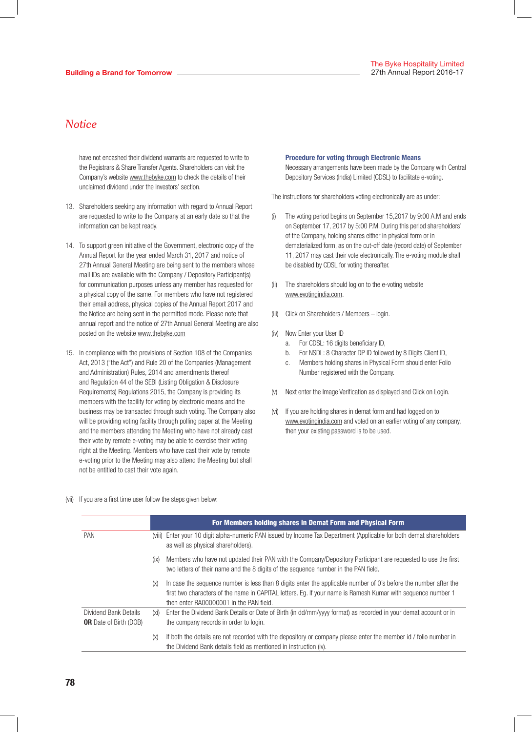## Notice

have not encashed their dividend warrants are requested to write to the Registrars & Share Transfer Agents. Shareholders can visit the Company's website www.thebyke.com to check the details of their unclaimed dividend under the Investors' section.

13. Shareholders seeking any information with regard to Annual Report are requested to write to the Company at an early date so that the information can be kept ready.

14. To support green initiative of the Government, electronic copy of the Annual Report for the year ended March 31, 2017 and notice of 27th Annual General Meeting are being sent to the members whose mail IDs are available with the Company / Depository Participant(s) for communication purposes unless any member has requested for a physical copy of the same. For members who have not registered their email address, physical copies of the Annual Report 2017 and the Notice are being sent in the permitted mode. Please note that annual report and the notice of 27th Annual General Meeting are also posted on the website www.thebyke.com

15. In compliance with the provisions of Section 108 of the Companies Act, 2013 ("the Act") and Rule 20 of the Companies (Management and Administration) Rules, 2014 and amendments thereof and Regulation 44 of the SEBI (Listing Obligation & Disclosure Requirements) Regulations 2015, the Company is providing its members with the facility for voting by electronic means and the business may be transacted through such voting. The Company also will be providing voting facility through polling paper at the Meeting and the members attending the Meeting who have not already cast their vote by remote e-voting may be able to exercise their voting right at the Meeting. Members who have cast their vote by remote e-voting prior to the Meeting may also attend the Meeting but shall not be entitled to cast their vote again.

**Procedure for voting through Electronic Means**

Necessary arrangements have been made by the Company with Central Depository Services (India) Limited (CDSL) to facilitate e-voting.

The instructions for shareholders voting electronically are as under:

(i) The voting period begins on September 15,2017 by 9:00 A.M and ends on September 17, 2017 by 5:00 P.M. During this period shareholders' of the Company, holding shares either in physical form or in dematerialized form, as on the cut-off date (record date) of September 11, 2017 may cast their vote electronically. The e-voting module shall be disabled by CDSL for voting thereafter.

(ii) The shareholders should log on to the e-voting website www.evotingindia.com.

(iii) Click on Shareholders / Members – login.

(iv) Now Enter your User ID
   a. For CDSL: 16 digits beneficiary ID,
   b. For NSDL: 8 Character DP ID followed by 8 Digits Client ID,
   c. Members holding shares in Physical Form should enter Folio Number registered with the Company.

(v) Next enter the Image Verification as displayed and Click on Login.

(vi) If you are holding shares in demat form and had logged on to www.evotingindia.com and voted on an earlier voting of any company, then your existing password is to be used.

(vii) If you are a first time user follow the steps given below:

| | For Members holding shares in Demat Form and Physical Form |
|---|---|
| PAN | (viii) Enter your 10 digit alpha-numeric PAN issued by Income Tax Department (Applicable for both demat shareholders as well as physical shareholders). |
| | (ix) Members who have not updated their PAN with the Company/Depository Participant are requested to use the first two letters of their name and the 8 digits of the sequence number in the PAN field. |
| | (x) In case the sequence number is less than 8 digits enter the applicable number of 0's before the number after the first two characters of the name in CAPITAL letters. Eg. If your name is Ramesh Kumar with sequence number 1 then enter RA00000001 in the PAN field. |
| Dividend Bank Details **OR** Date of Birth (DOB) | (xi) Enter the Dividend Bank Details or Date of Birth (in dd/mm/yyyy format) as recorded in your demat account or in the company records in order to login. |
| | (x) If both the details are not recorded with the depository or company please enter the member id / folio number in the Dividend Bank details field as mentioned in instruction (iv). |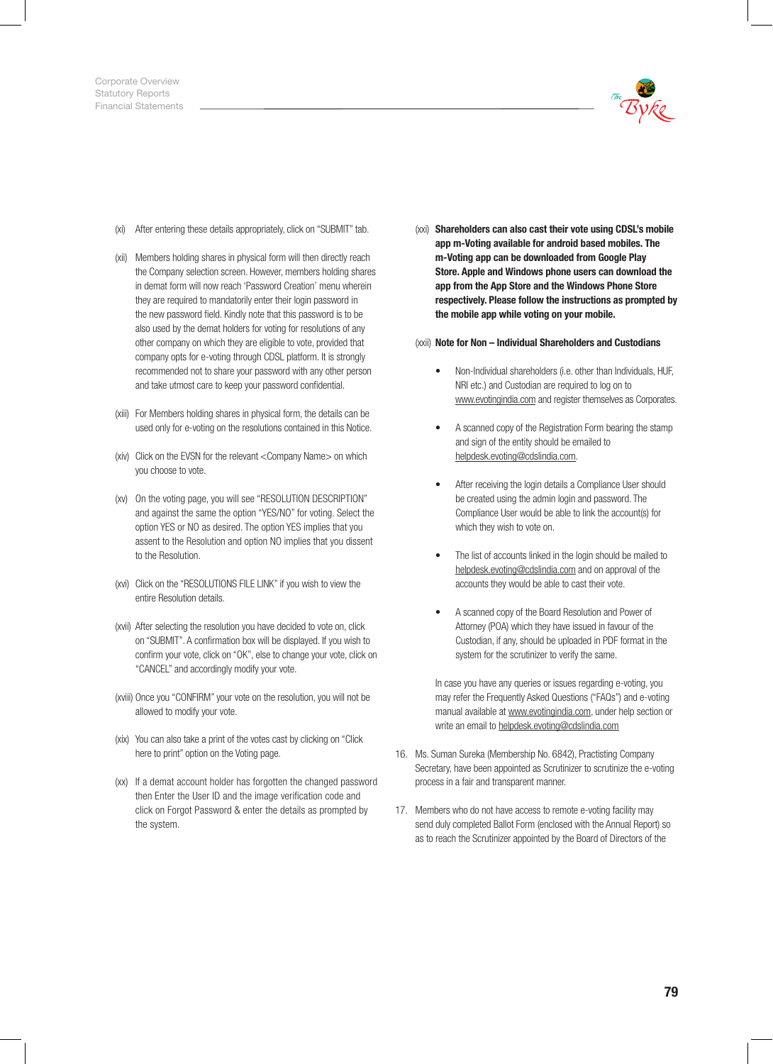(xi) After entering these details appropriately, click on "SUBMIT" tab.

(xii) Members holding shares in physical form will then directly reach the Company selection screen. However, members holding shares in demat form will now reach 'Password Creation' menu wherein they are required to mandatorily enter their login password in the new password field. Kindly note that this password is to be also used by the demat holders for voting for resolutions of any other company on which they are eligible to vote, provided that company opts for e-voting through CDSL platform. It is strongly recommended not to share your password with any other person and take utmost care to keep your password confidential.

(xiii) For Members holding shares in physical form, the details can be used only for e-voting on the resolutions contained in this Notice.

(xiv) Click on the EVSN for the relevant <Company Name> on which you choose to vote.

(xv) On the voting page, you will see "RESOLUTION DESCRIPTION" and against the same the option "YES/NO" for voting. Select the option YES or NO as desired. The option YES implies that you assent to the Resolution and option NO implies that you dissent to the Resolution.

(xvi) Click on the "RESOLUTIONS FILE LINK" if you wish to view the entire Resolution details.

(xvii) After selecting the resolution you have decided to vote on, click on "SUBMIT". A confirmation box will be displayed. If you wish to confirm your vote, click on "OK", else to change your vote, click on "CANCEL" and accordingly modify your vote.

(xviii) Once you "CONFIRM" your vote on the resolution, you will not be allowed to modify your vote.

(xix) You can also take a print of the votes cast by clicking on "Click here to print" option on the Voting page.

(xx) If a demat account holder has forgotten the changed password then Enter the User ID and the image verification code and click on Forgot Password & enter the details as prompted by the system.

(xxi) **Shareholders can also cast their vote using CDSL's mobile app m-Voting available for android based mobiles. The m-Voting app can be downloaded from Google Play Store. Apple and Windows phone users can download the app from the App Store and the Windows Phone Store respectively. Please follow the instructions as prompted by the mobile app while voting on your mobile.**

(xxii) **Note for Non – Individual Shareholders and Custodians**

- Non-Individual shareholders (i.e. other than Individuals, HUF, NRI etc.) and Custodian are required to log on to www.evotingindia.com and register themselves as Corporates.
- A scanned copy of the Registration Form bearing the stamp and sign of the entity should be emailed to helpdesk.evoting@cdslindia.com.
- After receiving the login details a Compliance User should be created using the admin login and password. The Compliance User would be able to link the account(s) for which they wish to vote on.
- The list of accounts linked in the login should be mailed to helpdesk.evoting@cdslindia.com and on approval of the accounts they would be able to cast their vote.
- A scanned copy of the Board Resolution and Power of Attorney (POA) which they have issued in favour of the Custodian, if any, should be uploaded in PDF format in the system for the scrutinizer to verify the same.

In case you have any queries or issues regarding e-voting, you may refer the Frequently Asked Questions ("FAQs") and e-voting manual available at www.evotingindia.com, under help section or write an email to helpdesk.evoting@cdslindia.com

16. Ms. Suman Sureka (Membership No. 6842), Practising Company Secretary, have been appointed as Scrutinizer to scrutinize the e-voting process in a fair and transparent manner.

17. Members who do not have access to remote e-voting facility may send duly completed Ballot Form (enclosed with the Annual Report) so as to reach the Scrutinizer appointed by the Board of Directors of the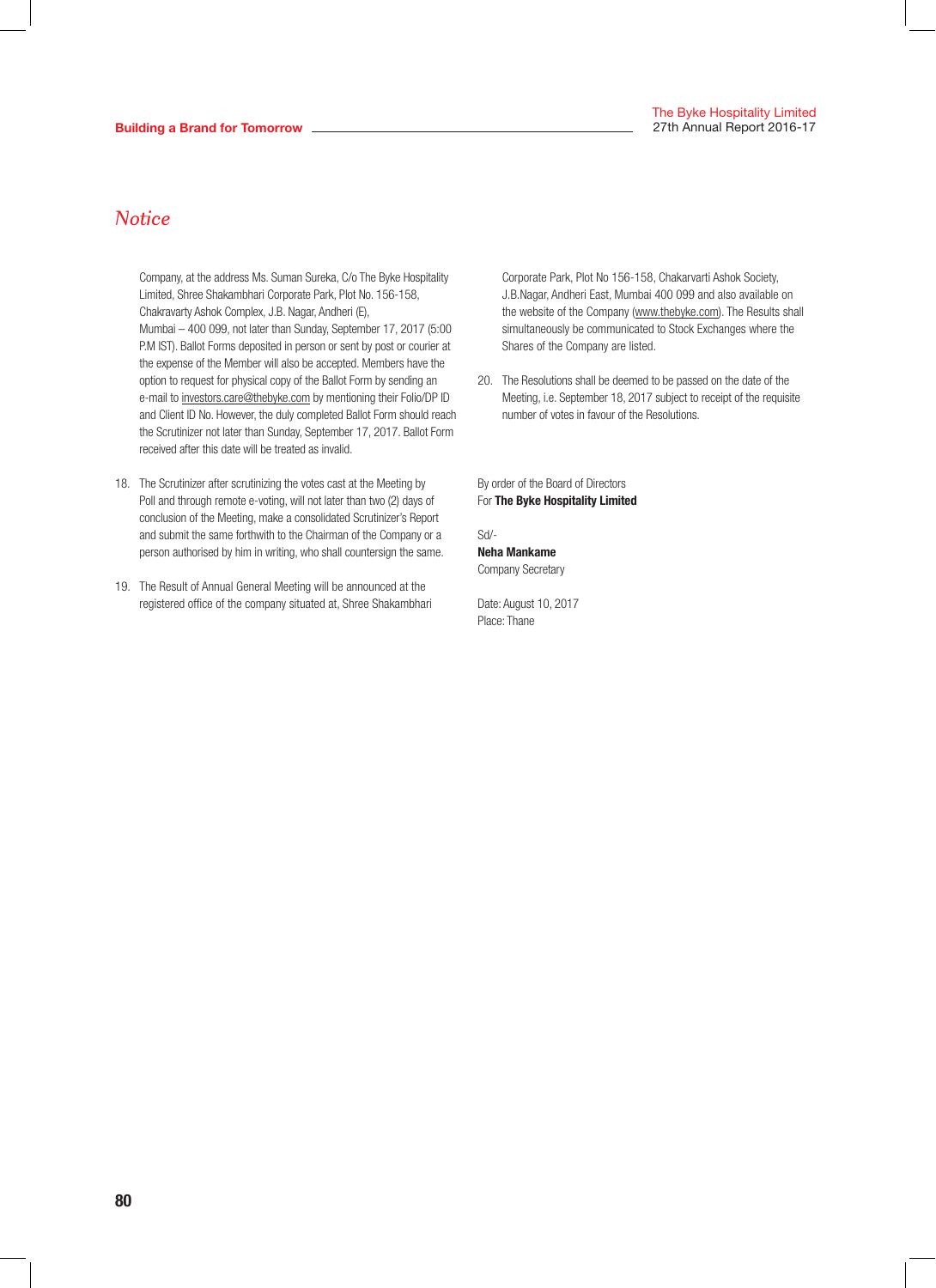## Notice

Company, at the address Ms. Suman Sureka, C/o The Byke Hospitality Limited, Shree Shakambhari Corporate Park, Plot No. 156-158, Chakravarty Ashok Complex, J.B. Nagar, Andheri (E), Mumbai – 400 099, not later than Sunday, September 17, 2017 (5:00 P.M IST). Ballot Forms deposited in person or sent by post or courier at the expense of the Member will also be accepted. Members have the option to request for physical copy of the Ballot Form by sending an e-mail to investors.care@thebyke.com by mentioning their Folio/DP ID and Client ID No. However, the duly completed Ballot Form should reach the Scrutinizer not later than Sunday, September 17, 2017. Ballot Form received after this date will be treated as invalid.

18. The Scrutinizer after scrutinizing the votes cast at the Meeting by Poll and through remote e-voting, will not later than two (2) days of conclusion of the Meeting, make a consolidated Scrutinizer's Report and submit the same forthwith to the Chairman of the Company or a person authorised by him in writing, who shall countersign the same.

19. The Result of Annual General Meeting will be announced at the registered office of the company situated at, Shree Shakambhari Corporate Park, Plot No 156-158, Chakarvarti Ashok Society, J.B.Nagar, Andheri East, Mumbai 400 099 and also available on the website of the Company (www.thebyke.com). The Results shall simultaneously be communicated to Stock Exchanges where the Shares of the Company are listed.

20. The Resolutions shall be deemed to be passed on the date of the Meeting, i.e. September 18, 2017 subject to receipt of the requisite number of votes in favour of the Resolutions.

By order of the Board of Directors
For **The Byke Hospitality Limited**

Sd/-
**Neha Mankame**
Company Secretary

Date: August 10, 2017
Place: Thane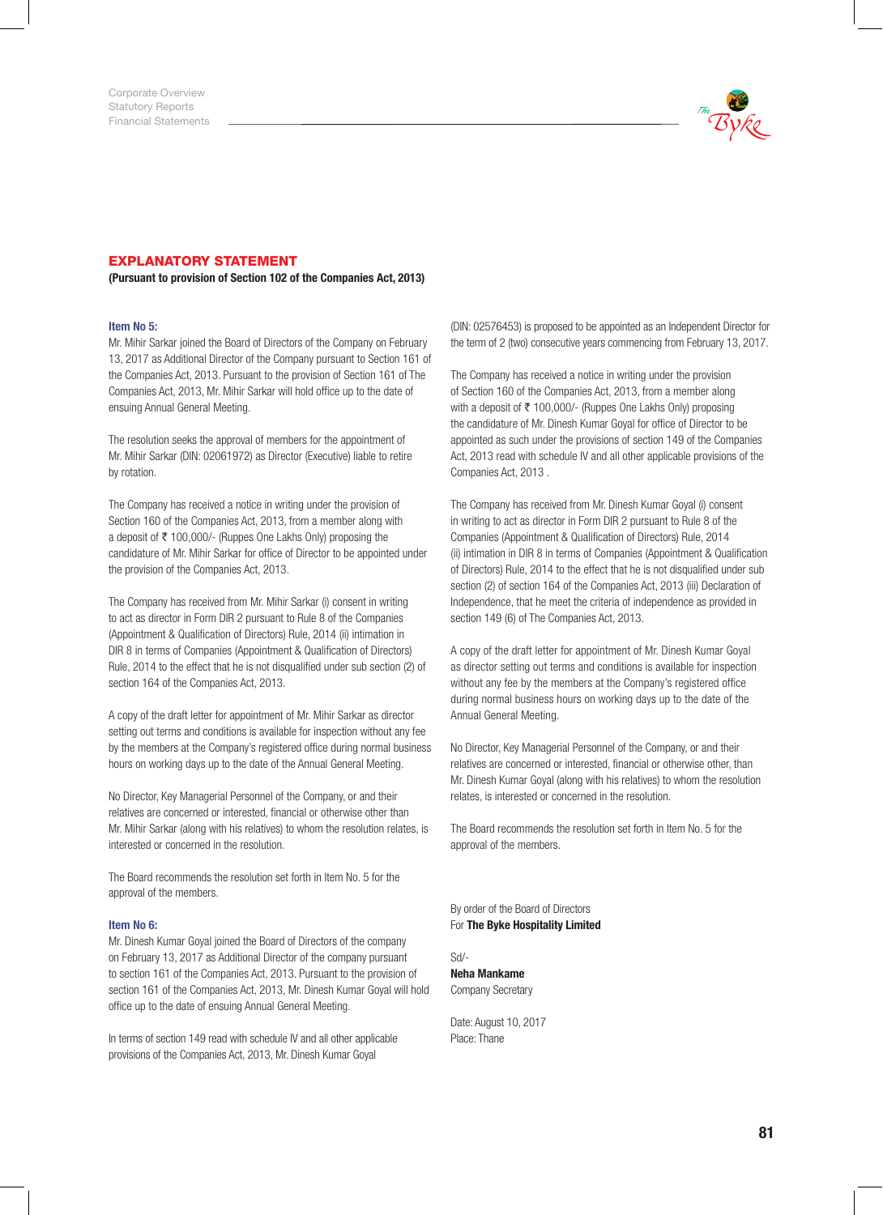## EXPLANATORY STATEMENT

**(Pursuant to provision of Section 102 of the Companies Act, 2013)**

### Item No 5:

Mr. Mihir Sarkar joined the Board of Directors of the Company on February 13, 2017 as Additional Director of the Company pursuant to Section 161 of the Companies Act, 2013. Pursuant to the provision of Section 161 of The Companies Act, 2013, Mr. Mihir Sarkar will hold office up to the date of ensuing Annual General Meeting.

The resolution seeks the approval of members for the appointment of Mr. Mihir Sarkar (DIN: 02061972) as Director (Executive) liable to retire by rotation.

The Company has received a notice in writing under the provision of Section 160 of the Companies Act, 2013, from a member along with a deposit of ₹ 100,000/- (Ruppes One Lakhs Only) proposing the candidature of Mr. Mihir Sarkar for office of Director to be appointed under the provision of the Companies Act, 2013.

The Company has received from Mr. Mihir Sarkar (i) consent in writing to act as director in Form DIR 2 pursuant to Rule 8 of the Companies (Appointment & Qualification of Directors) Rule, 2014 (ii) intimation in DIR 8 in terms of Companies (Appointment & Qualification of Directors) Rule, 2014 to the effect that he is not disqualified under sub section (2) of section 164 of the Companies Act, 2013.

A copy of the draft letter for appointment of Mr. Mihir Sarkar as director setting out terms and conditions is available for inspection without any fee by the members at the Company's registered office during normal business hours on working days up to the date of the Annual General Meeting.

No Director, Key Managerial Personnel of the Company, or and their relatives are concerned or interested, financial or otherwise other than Mr. Mihir Sarkar (along with his relatives) to whom the resolution relates, is interested or concerned in the resolution.

The Board recommends the resolution set forth in Item No. 5 for the approval of the members.

### Item No 6:

Mr. Dinesh Kumar Goyal joined the Board of Directors of the company on February 13, 2017 as Additional Director of the company pursuant to section 161 of the Companies Act, 2013. Pursuant to the provision of section 161 of the Companies Act, 2013, Mr. Dinesh Kumar Goyal will hold office up to the date of ensuing Annual General Meeting.

In terms of section 149 read with schedule IV and all other applicable provisions of the Companies Act, 2013, Mr. Dinesh Kumar Goyal (DIN: 02576453) is proposed to be appointed as an Independent Director for the term of 2 (two) consecutive years commencing from February 13, 2017.

The Company has received a notice in writing under the provision of Section 160 of the Companies Act, 2013, from a member along with a deposit of ₹ 100,000/- (Ruppes One Lakhs Only) proposing the candidature of Mr. Dinesh Kumar Goyal for office of Director to be appointed as such under the provisions of section 149 of the Companies Act, 2013 read with schedule IV and all other applicable provisions of the Companies Act, 2013 .

The Company has received from Mr. Dinesh Kumar Goyal (i) consent in writing to act as director in Form DIR 2 pursuant to Rule 8 of the Companies (Appointment & Qualification of Directors) Rule, 2014 (ii) intimation in DIR 8 in terms of Companies (Appointment & Qualification of Directors) Rule, 2014 to the effect that he is not disqualified under sub section (2) of section 164 of the Companies Act, 2013 (iii) Declaration of Independence, that he meet the criteria of independence as provided in section 149 (6) of The Companies Act, 2013.

A copy of the draft letter for appointment of Mr. Dinesh Kumar Goyal as director setting out terms and conditions is available for inspection without any fee by the members at the Company's registered office during normal business hours on working days up to the date of the Annual General Meeting.

No Director, Key Managerial Personnel of the Company, or and their relatives are concerned or interested, financial or otherwise other, than Mr. Dinesh Kumar Goyal (along with his relatives) to whom the resolution relates, is interested or concerned in the resolution.

The Board recommends the resolution set forth in Item No. 5 for the approval of the members.

By order of the Board of Directors
For **The Byke Hospitality Limited**

Sd/-
**Neha Mankame**
Company Secretary

Date: August 10, 2017
Place: Thane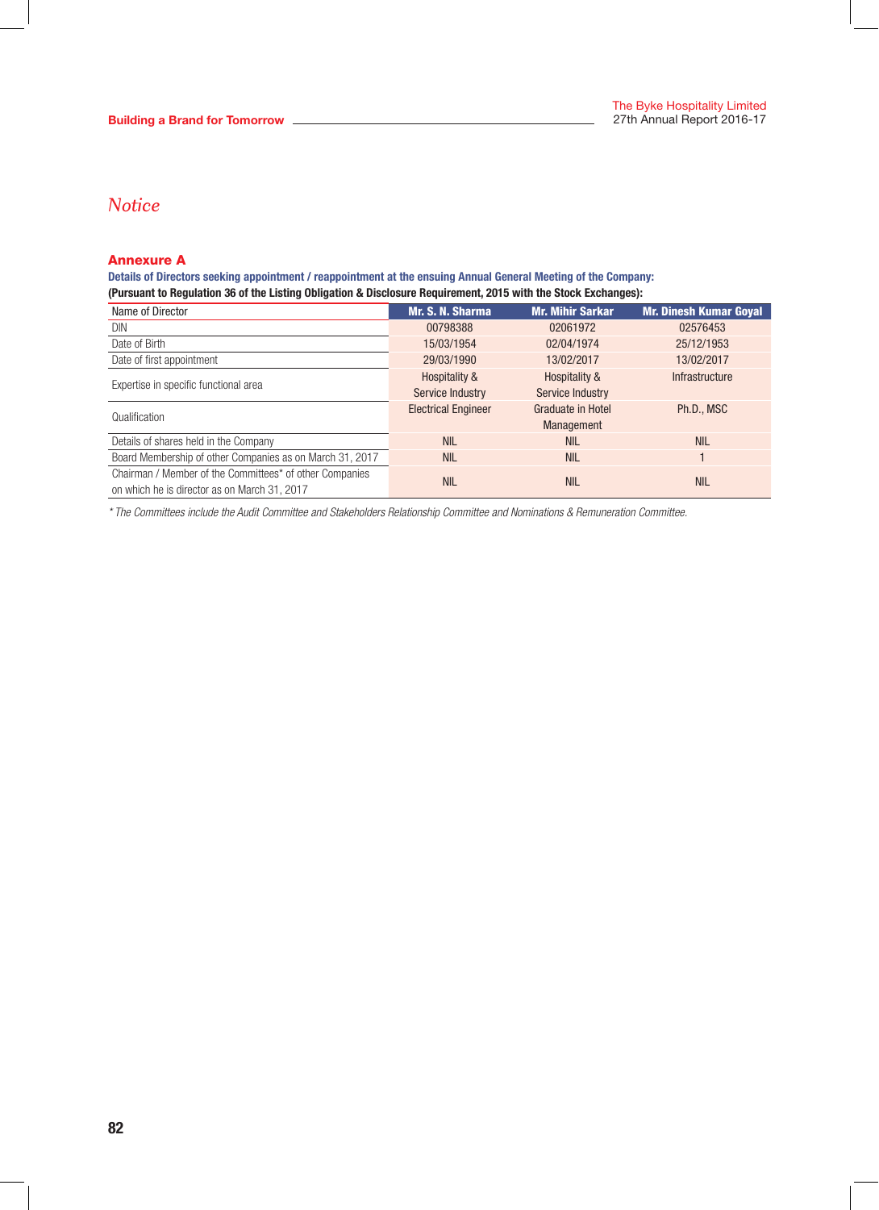# Notice

## Annexure A

**Details of Directors seeking appointment / reappointment at the ensuing Annual General Meeting of the Company:**

**(Pursuant to Regulation 36 of the Listing Obligation & Disclosure Requirement, 2015 with the Stock Exchanges):**

| Name of Director | Mr. S. N. Sharma | Mr. Mihir Sarkar | Mr. Dinesh Kumar Goyal |
|---|---|---|---|
| DIN | 00798388 | 02061972 | 02576453 |
| Date of Birth | 15/03/1954 | 02/04/1974 | 25/12/1953 |
| Date of first appointment | 29/03/1990 | 13/02/2017 | 13/02/2017 |
| Expertise in specific functional area | Hospitality & Service Industry | Hospitality & Service Industry | Infrastructure |
| Qualification | Electrical Engineer | Graduate in Hotel Management | Ph.D., MSC |
| Details of shares held in the Company | NIL | NIL | NIL |
| Board Membership of other Companies as on March 31, 2017 | NIL | NIL | 1 |
| Chairman / Member of the Committees* of other Companies on which he is director as on March 31, 2017 | NIL | NIL | NIL |

*\* The Committees include the Audit Committee and Stakeholders Relationship Committee and Nominations & Remuneration Committee.*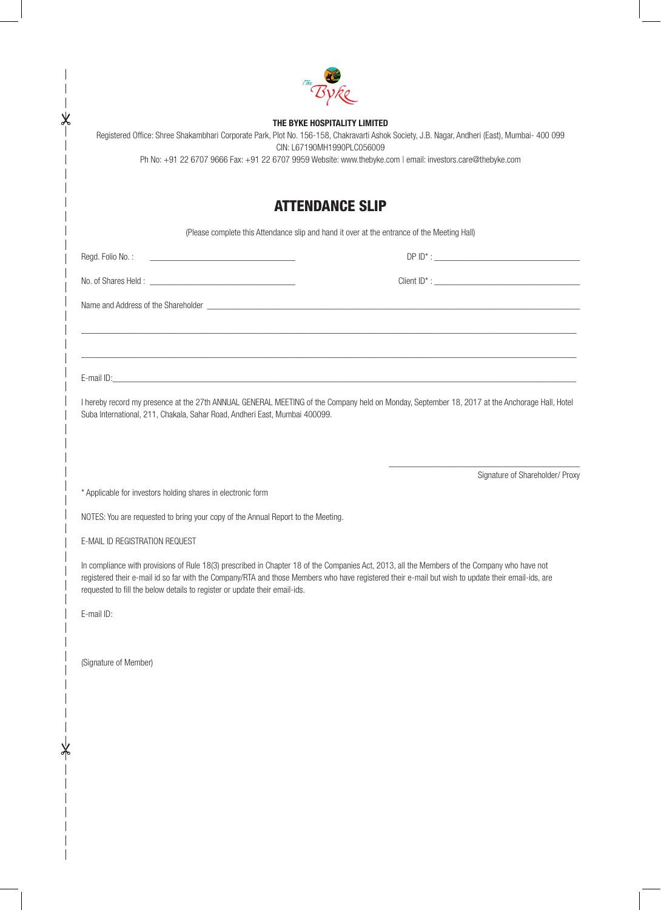**THE BYKE HOSPITALITY LIMITED**

Registered Office: Shree Shakambhari Corporate Park, Plot No. 156-158, Chakravarti Ashok Society, J.B. Nagar, Andheri (East), Mumbai- 400 099

CIN: L67190MH1990PLC056009

Ph No: +91 22 6707 9666 Fax: +91 22 6707 9959 Website: www.thebyke.com | email: investors.care@thebyke.com

# ATTENDANCE SLIP

(Please complete this Attendance slip and hand it over at the entrance of the Meeting Hall)

Regd. Folio No. : ________________________ DP ID* : ________________________

No. of Shares Held : ________________________ Client ID* : ________________________

Name and Address of the Shareholder ____________________________________________

____________________________________________

____________________________________________

E-mail ID:____________________________________________

I hereby record my presence at the 27th ANNUAL GENERAL MEETING of the Company held on Monday, September 18, 2017 at the Anchorage Hall, Hotel Suba International, 211, Chakala, Sahar Road, Andheri East, Mumbai 400099.

________________________

Signature of Shareholder/ Proxy

* Applicable for investors holding shares in electronic form

NOTES: You are requested to bring your copy of the Annual Report to the Meeting.

E-MAIL ID REGISTRATION REQUEST

In compliance with provisions of Rule 18(3) prescribed in Chapter 18 of the Companies Act, 2013, all the Members of the Company who have not registered their e-mail id so far with the Company/RTA and those Members who have registered their e-mail but wish to update their email-ids, are requested to fill the below details to register or update their email-ids.

E-mail ID:

(Signature of Member)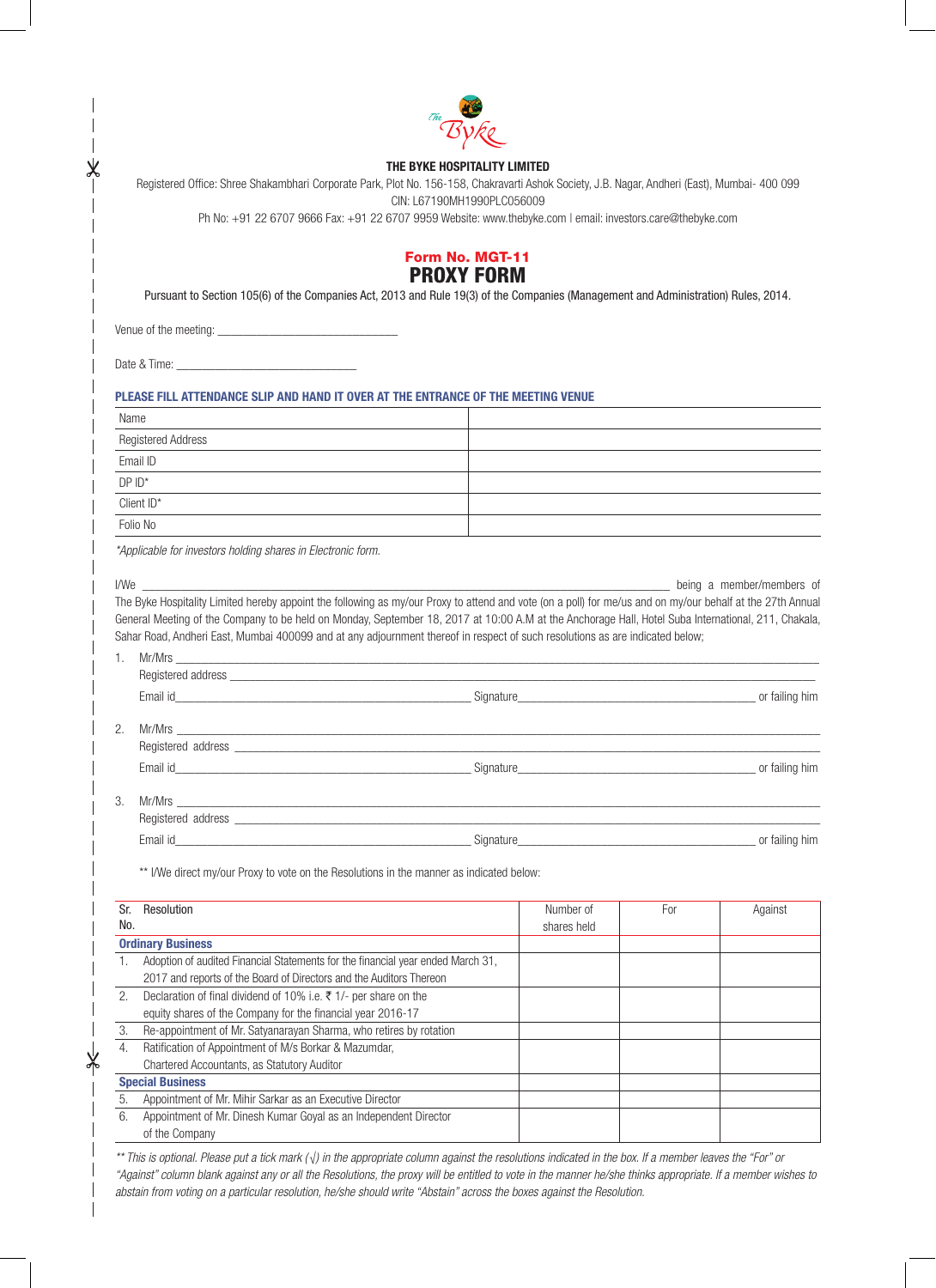**THE BYKE HOSPITALITY LIMITED**

Registered Office: Shree Shakambhari Corporate Park, Plot No. 156-158, Chakravarti Ashok Society, J.B. Nagar, Andheri (East), Mumbai- 400 099
CIN: L67190MH1990PLC056009
Ph No: +91 22 6707 9666 Fax: +91 22 6707 9959 Website: www.thebyke.com | email: investors.care@thebyke.com

## Form No. MGT-11
# PROXY FORM

Pursuant to Section 105(6) of the Companies Act, 2013 and Rule 19(3) of the Companies (Management and Administration) Rules, 2014.

Venue of the meeting: ______________________________

Date & Time: ______________________________

**PLEASE FILL ATTENDANCE SLIP AND HAND IT OVER AT THE ENTRANCE OF THE MEETING VENUE**

| Name | |
|---|---|
| Registered Address | |
| Email ID | |
| DP ID* | |
| Client ID* | |
| Folio No | |

*\*Applicable for investors holding shares in Electronic form.*

I/We ______________________________ being a member/members of The Byke Hospitality Limited hereby appoint the following as my/our Proxy to attend and vote (on a poll) for me/us and on my/our behalf at the 27th Annual General Meeting of the Company to be held on Monday, September 18, 2017 at 10:00 A.M at the Anchorage Hall, Hotel Suba International, 211, Chakala, Sahar Road, Andheri East, Mumbai 400099 and at any adjournment thereof in respect of such resolutions as are indicated below;

1. Mr/Mrs ______________________________
   Registered address ______________________________
   Email id______________________ Signature______________________ or failing him

2. Mr/Mrs ______________________________
   Registered address ______________________________
   Email id______________________ Signature______________________ or failing him

3. Mr/Mrs ______________________________
   Registered address ______________________________
   Email id______________________ Signature______________________ or failing him

** I/We direct my/our Proxy to vote on the Resolutions in the manner as indicated below:

| Sr. No. | Resolution | Number of shares held | For | Against |
|---|---|---|---|---|
| **Ordinary Business** | | | | |
| 1. | Adoption of audited Financial Statements for the financial year ended March 31, 2017 and reports of the Board of Directors and the Auditors Thereon | | | |
| 2. | Declaration of final dividend of 10% i.e. ₹ 1/- per share on the equity shares of the Company for the financial year 2016-17 | | | |
| 3. | Re-appointment of Mr. Satyanarayan Sharma, who retires by rotation | | | |
| 4. | Ratification of Appointment of M/s Borkar & Mazumdar, Chartered Accountants, as Statutory Auditor | | | |
| **Special Business** | | | | |
| 5. | Appointment of Mr. Mihir Sarkar as an Executive Director | | | |
| 6. | Appointment of Mr. Dinesh Kumar Goyal as an Independent Director of the Company | | | |

*\*\* This is optional. Please put a tick mark (√) in the appropriate column against the resolutions indicated in the box. If a member leaves the "For" or "Against" column blank against any or all the Resolutions, the proxy will be entitled to vote in the manner he/she thinks appropriate. If a member wishes to abstain from voting on a particular resolution, he/she should write "Abstain" across the boxes against the Resolution.*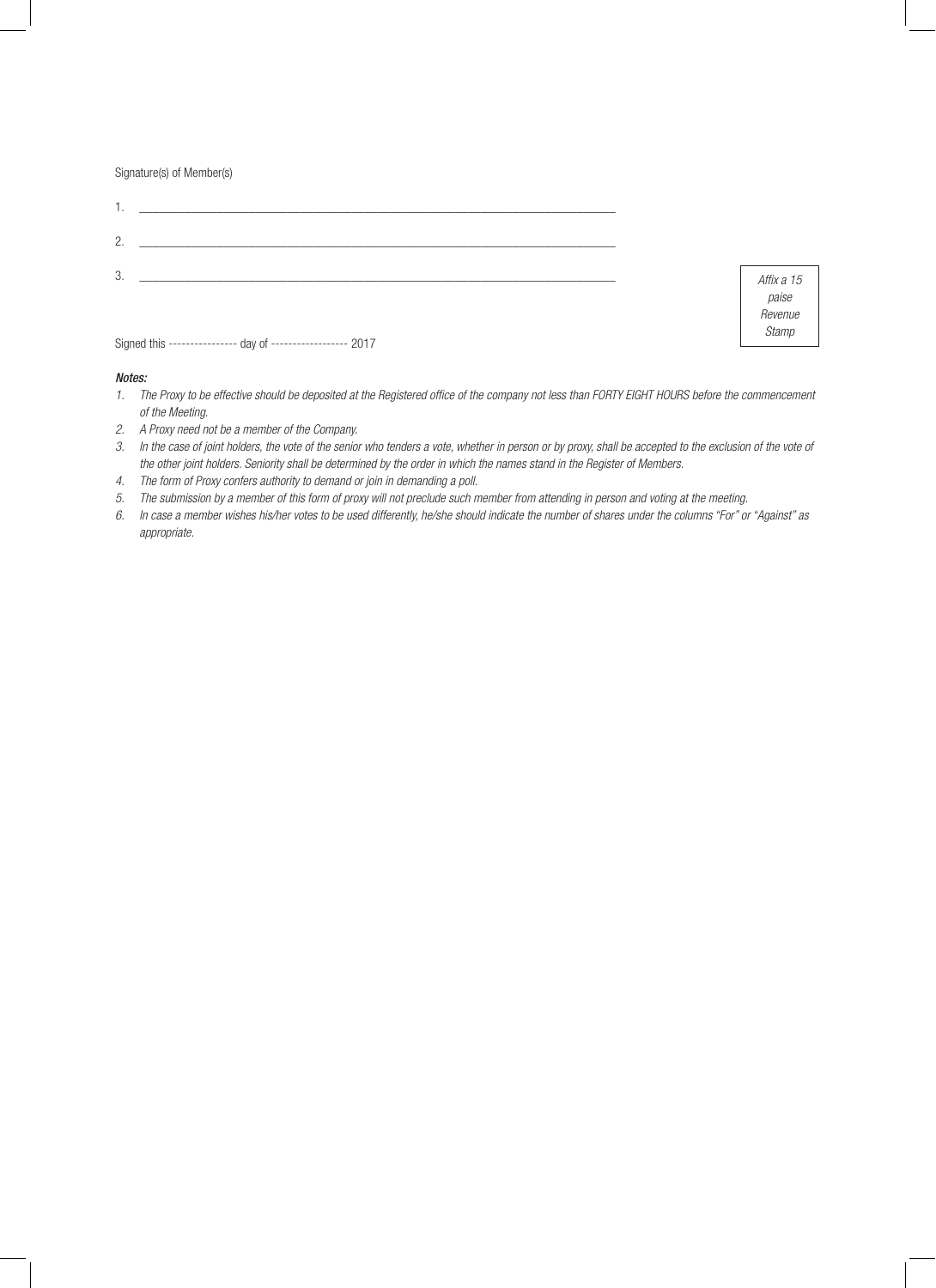Signature(s) of Member(s)

1. ______________________________________________________________________________

2. ______________________________________________________________________________

3. ______________________________________________________________________________

*Affix a 15 paise Revenue Stamp*

Signed this ---------------- day of ------------------ 2017

***Notes:***

1. *The Proxy to be effective should be deposited at the Registered office of the company not less than FORTY EIGHT HOURS before the commencement of the Meeting.*
2. *A Proxy need not be a member of the Company.*
3. *In the case of joint holders, the vote of the senior who tenders a vote, whether in person or by proxy, shall be accepted to the exclusion of the vote of the other joint holders. Seniority shall be determined by the order in which the names stand in the Register of Members.*
4. *The form of Proxy confers authority to demand or join in demanding a poll.*
5. *The submission by a member of this form of proxy will not preclude such member from attending in person and voting at the meeting.*
6. *In case a member wishes his/her votes to be used differently, he/she should indicate the number of shares under the columns "For" or "Against" as appropriate.*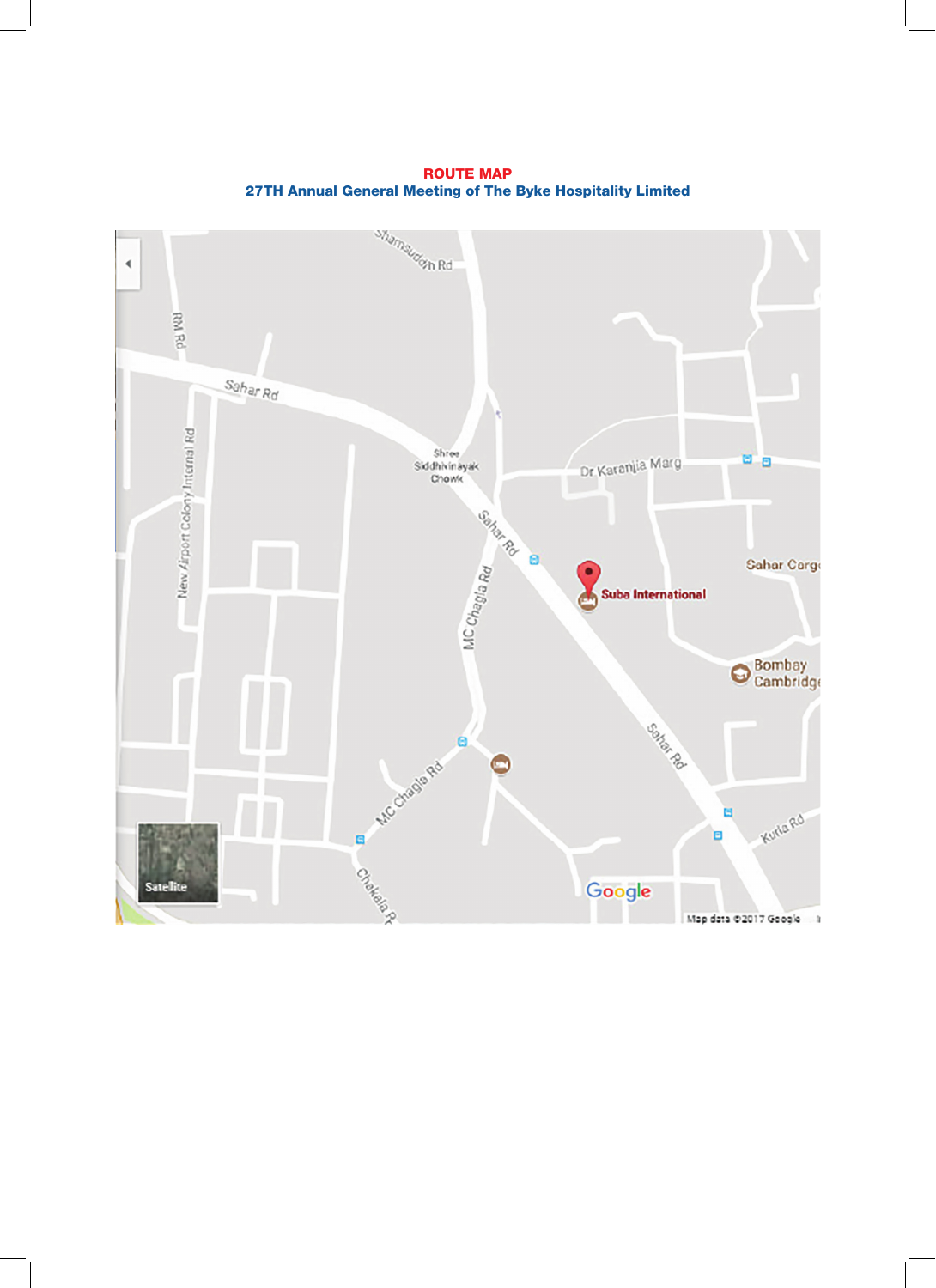# ROUTE MAP

## 27TH Annual General Meeting of The Byke Hospitality Limited

Shamsuddin Rd

RM Rd

Sahar Rd

Shree Siddhivinayak Chowk

Dr Karanjia Marg

New Airport Colony Internal Rd

Sahar Rd

MC Chagla Rd

Suba International

Sahar Cargo

Bombay Cambridge

Sahar Rd

MC Chagla Rd

Kurla Rd

Chakala Rd

Satellite

Google

Map data ©2017 Google